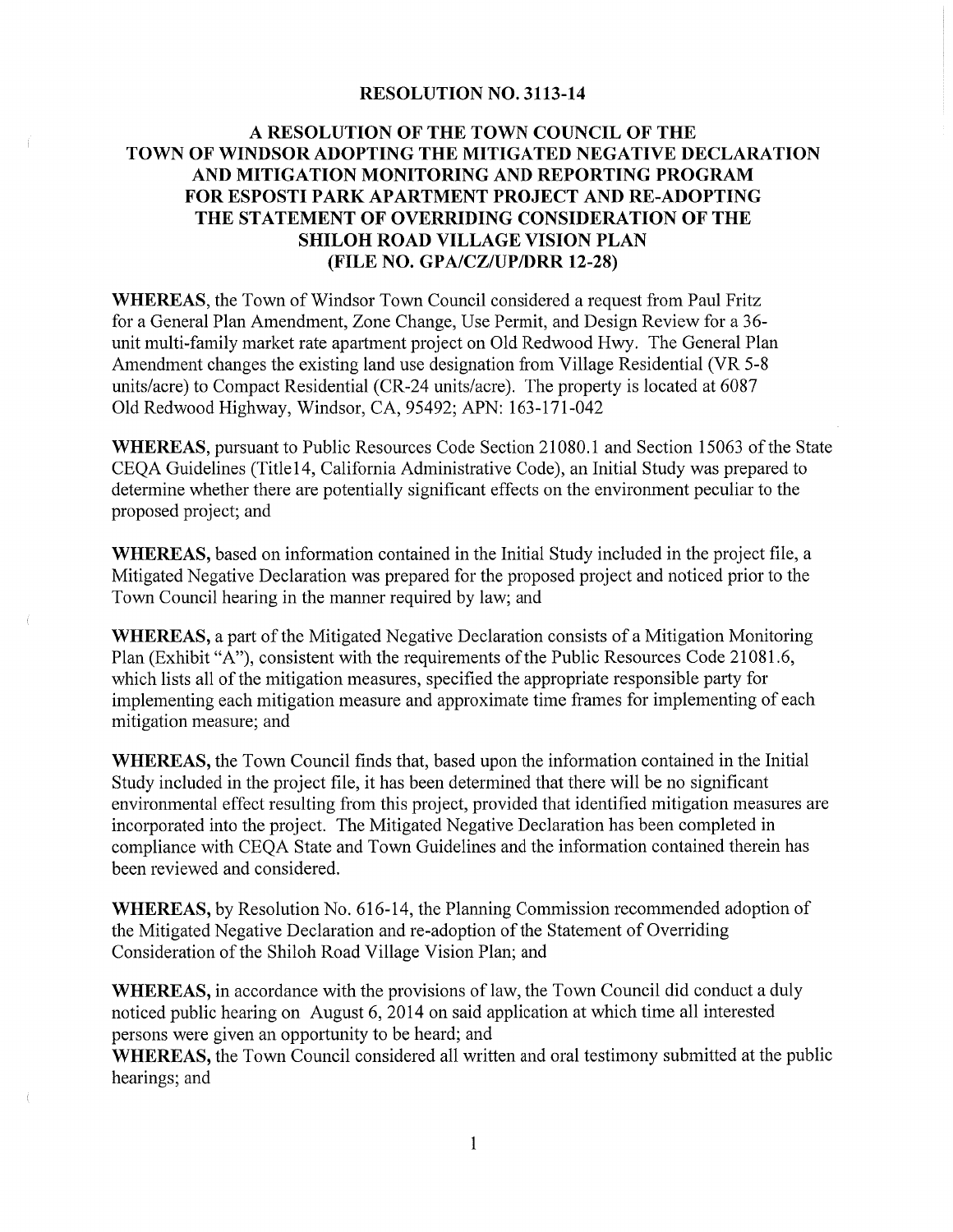# RESOLUTION NO. 3113-14

## A RESOLUTION OF THE TOWN COUNCIL OF THE TOWN OF WINDSOR ADOPTING THE MITIGATED NEGATIVE DECLARATION AND MITIGATION MONITORING AND REPORTING PROGRAM FOR ESPOSTI PARK APARTMENT PROJECT AND RE-ADOPTING THE STATEMENT OF OVERRIDING CONSIDERATION OF THE SHILOH ROAD VILLAGE VISION PLAN (FILE NO. GPA/CZ/UP/DRR 12-28)

**WHEREAS**, the Town of Windsor Town Council considered a request from Paul Fritz for a General Plan Amendment, Zone Change, Use Permit, and Design Review for a 36-unit multi-family market rate apartment project on Old Redwood Hwy. The General Plan Amendment changes the existing land use designation from Village Residential (VR 5-8 units/acre) to Compact Residential (CR-24 units/acre). The property is located at 6087 Old Redwood Highway, Windsor, CA, 95492; APN: 163-171-042

**WHEREAS**, pursuant to Public Resources Code Section 21080.1 and Section 15063 of the State CEQA Guidelines (Title14, California Administrative Code), an Initial Study was prepared to determine whether there are potentially significant effects on the environment peculiar to the proposed project; and

**WHEREAS,** based on information contained in the Initial Study included in the project file, a Mitigated Negative Declaration was prepared for the proposed project and noticed prior to the Town Council hearing in the manner required by law; and

**WHEREAS,** a part of the Mitigated Negative Declaration consists of a Mitigation Monitoring Plan (Exhibit "A"), consistent with the requirements of the Public Resources Code 21081.6, which lists all of the mitigation measures, specified the appropriate responsible party for implementing each mitigation measure and approximate time frames for implementing of each mitigation measure; and

**WHEREAS,** the Town Council finds that, based upon the information contained in the Initial Study included in the project file, it has been determined that there will be no significant environmental effect resulting from this project, provided that identified mitigation measures are incorporated into the project. The Mitigated Negative Declaration has been completed in compliance with CEQA State and Town Guidelines and the information contained therein has been reviewed and considered.

**WHEREAS,** by Resolution No. 616-14, the Planning Commission recommended adoption of the Mitigated Negative Declaration and re-adoption of the Statement of Overriding Consideration of the Shiloh Road Village Vision Plan; and

**WHEREAS,** in accordance with the provisions of law, the Town Council did conduct a duly noticed public hearing on August 6, 2014 on said application at which time all interested persons were given an opportunity to be heard; and

**WHEREAS,** the Town Council considered all written and oral testimony submitted at the public hearings; and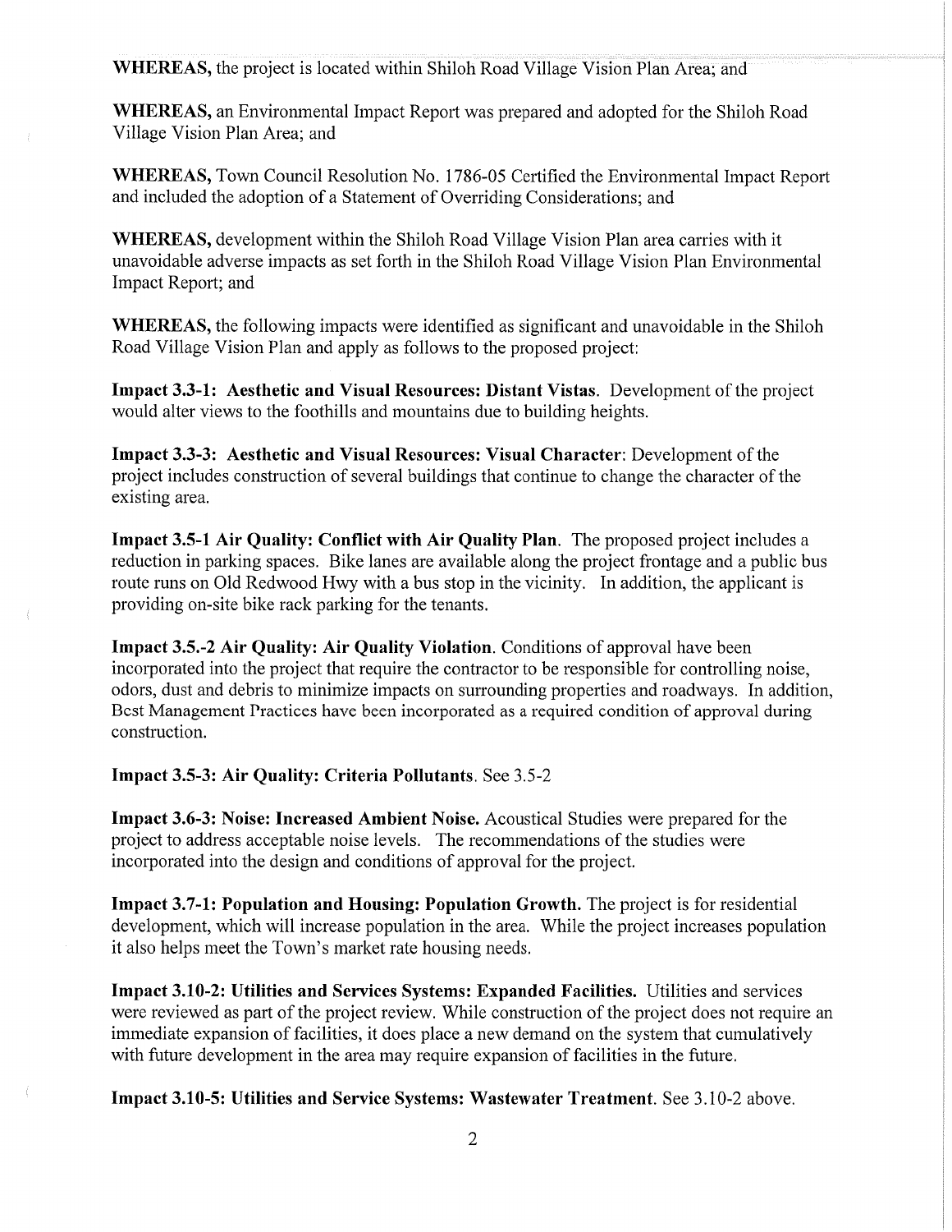**WHEREAS,** the project is located within Shiloh Road Village Vision Plan Area; and

**WHEREAS,** an Environmental Impact Report was prepared and adopted for the Shiloh Road Village Vision Plan Area; and

**WHEREAS,** Town Council Resolution No. 1786-05 Certified the Environmental Impact Report and included the adoption of a Statement of Overriding Considerations; and

**WHEREAS,** development within the Shiloh Road Village Vision Plan area carries with it unavoidable adverse impacts as set forth in the Shiloh Road Village Vision Plan Environmental Impact Report; and

**WHEREAS,** the following impacts were identified as significant and unavoidable in the Shiloh Road Village Vision Plan and apply as follows to the proposed project:

**Impact 3.3-1: Aesthetic and Visual Resources: Distant Vistas.** Development of the project would alter views to the foothills and mountains due to building heights.

**Impact 3.3-3: Aesthetic and Visual Resources: Visual Character**: Development of the project includes construction of several buildings that continue to change the character of the existing area.

**Impact 3.5-1 Air Quality: Conflict with Air Quality Plan.** The proposed project includes a reduction in parking spaces. Bike lanes are available along the project frontage and a public bus route runs on Old Redwood Hwy with a bus stop in the vicinity. In addition, the applicant is providing on-site bike rack parking for the tenants.

**Impact 3.5.-2 Air Quality: Air Quality Violation.** Conditions of approval have been incorporated into the project that require the contractor to be responsible for controlling noise, odors, dust and debris to minimize impacts on surrounding properties and roadways. In addition, Best Management Practices have been incorporated as a required condition of approval during construction.

**Impact 3.5-3: Air Quality: Criteria Pollutants.** See 3.5-2

**Impact 3.6-3: Noise: Increased Ambient Noise.** Acoustical Studies were prepared for the project to address acceptable noise levels. The recommendations of the studies were incorporated into the design and conditions of approval for the project.

**Impact 3.7-1: Population and Housing: Population Growth.** The project is for residential development, which will increase population in the area. While the project increases population it also helps meet the Town's market rate housing needs.

**Impact 3.10-2: Utilities and Services Systems: Expanded Facilities.** Utilities and services were reviewed as part of the project review. While construction of the project does not require an immediate expansion of facilities, it does place a new demand on the system that cumulatively with future development in the area may require expansion of facilities in the future.

**Impact 3.10-5: Utilities and Service Systems: Wastewater Treatment.** See 3.10-2 above.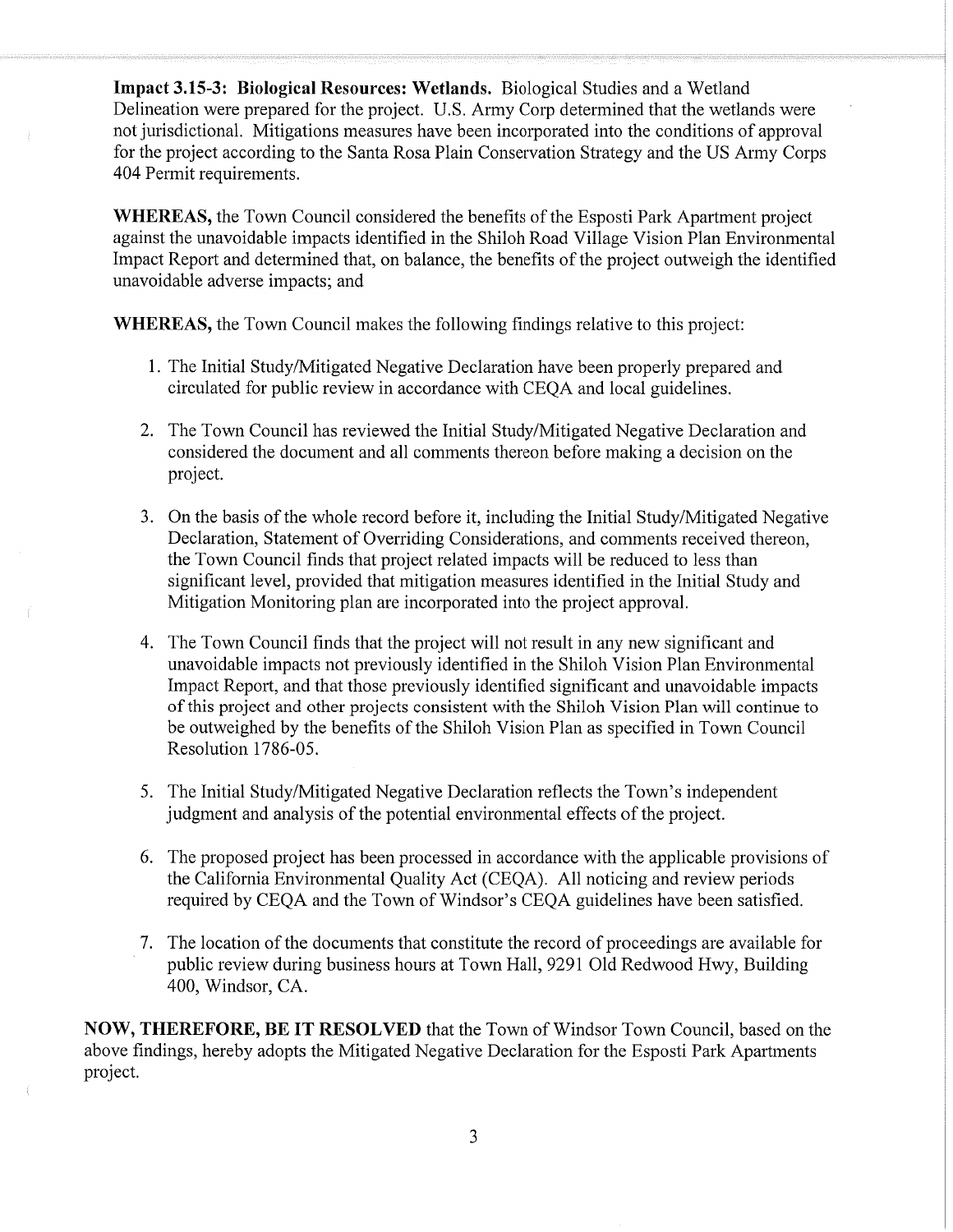**Impact 3.15-3: Biological Resources: Wetlands.** Biological Studies and a Wetland Delineation were prepared for the project. U.S. Army Corp determined that the wetlands were not jurisdictional. Mitigations measures have been incorporated into the conditions of approval for the project according to the Santa Rosa Plain Conservation Strategy and the US Army Corps 404 Permit requirements.

**WHEREAS,** the Town Council considered the benefits of the Esposti Park Apartment project against the unavoidable impacts identified in the Shiloh Road Village Vision Plan Environmental Impact Report and determined that, on balance, the benefits of the project outweigh the identified unavoidable adverse impacts; and

**WHEREAS,** the Town Council makes the following findings relative to this project:

1. The Initial Study/Mitigated Negative Declaration have been properly prepared and circulated for public review in accordance with CEQA and local guidelines.

2. The Town Council has reviewed the Initial Study/Mitigated Negative Declaration and considered the document and all comments thereon before making a decision on the project.

3. On the basis of the whole record before it, including the Initial Study/Mitigated Negative Declaration, Statement of Overriding Considerations, and comments received thereon, the Town Council finds that project related impacts will be reduced to less than significant level, provided that mitigation measures identified in the Initial Study and Mitigation Monitoring plan are incorporated into the project approval.

4. The Town Council finds that the project will not result in any new significant and unavoidable impacts not previously identified in the Shiloh Vision Plan Environmental Impact Report, and that those previously identified significant and unavoidable impacts of this project and other projects consistent with the Shiloh Vision Plan will continue to be outweighed by the benefits of the Shiloh Vision Plan as specified in Town Council Resolution 1786-05.

5. The Initial Study/Mitigated Negative Declaration reflects the Town's independent judgment and analysis of the potential environmental effects of the project.

6. The proposed project has been processed in accordance with the applicable provisions of the California Environmental Quality Act (CEQA). All noticing and review periods required by CEQA and the Town of Windsor's CEQA guidelines have been satisfied.

7. The location of the documents that constitute the record of proceedings are available for public review during business hours at Town Hall, 9291 Old Redwood Hwy, Building 400, Windsor, CA.

**NOW, THEREFORE, BE IT RESOLVED** that the Town of Windsor Town Council, based on the above findings, hereby adopts the Mitigated Negative Declaration for the Esposti Park Apartments project.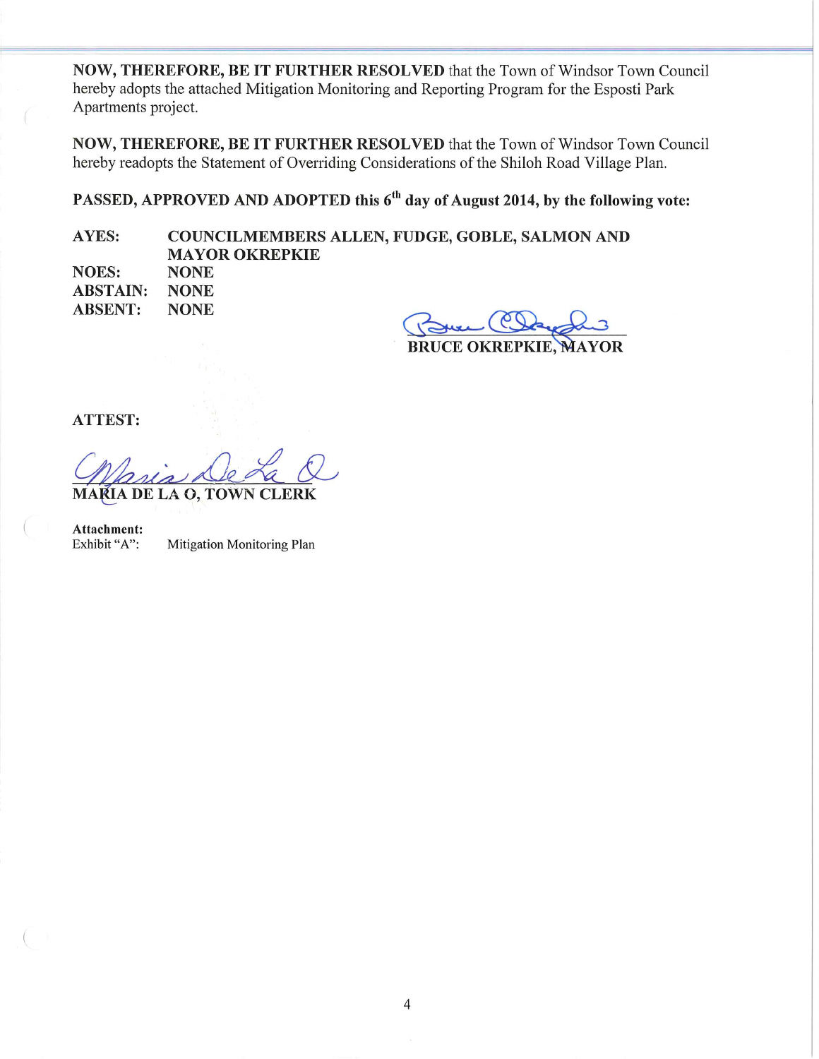**NOW, THEREFORE, BE IT FURTHER RESOLVED** that the Town of Windsor Town Council hereby adopts the attached Mitigation Monitoring and Reporting Program for the Esposti Park Apartments project.

**NOW, THEREFORE, BE IT FURTHER RESOLVED** that the Town of Windsor Town Council hereby readopts the Statement of Overriding Considerations of the Shiloh Road Village Plan.

**PASSED, APPROVED AND ADOPTED this 6th day of August 2014, by the following vote:**

| | |
|---|---|
| **AYES:** | **COUNCILMEMBERS ALLEN, FUDGE, GOBLE, SALMON AND MAYOR OKREPKIE** |
| **NOES:** | **NONE** |
| **ABSTAIN:** | **NONE** |
| **ABSENT:** | **NONE** |

**BRUCE OKREPKIE, MAYOR**

**ATTEST:**

**MARIA DE LA O, TOWN CLERK**

**Attachment:**
Exhibit "A": Mitigation Monitoring Plan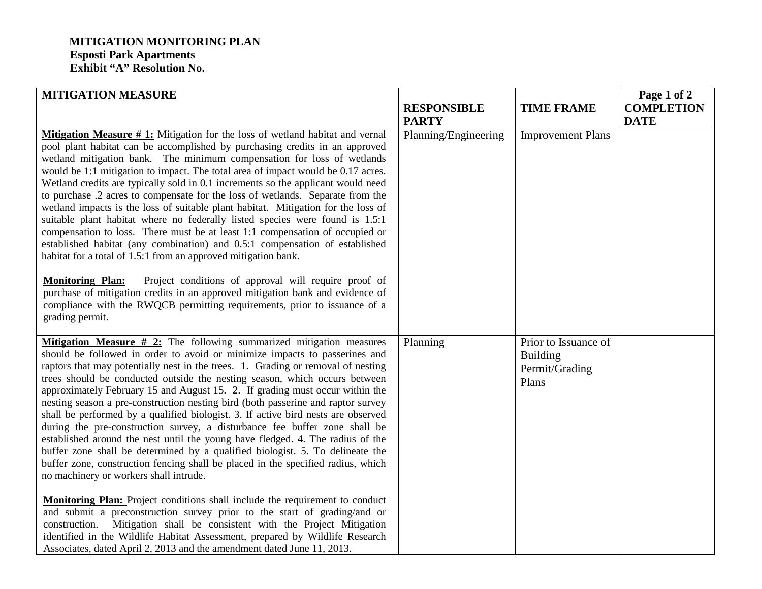**MITIGATION MONITORING PLAN**
**Esposti Park Apartments**
**Exhibit "A" Resolution No.**

| MITIGATION MEASURE | RESPONSIBLE PARTY | TIME FRAME | COMPLETION DATE |
|---|---|---|---|
| **Mitigation Measure # 1:** Mitigation for the loss of wetland habitat and vernal pool plant habitat can be accomplished by purchasing credits in an approved wetland mitigation bank. The minimum compensation for loss of wetlands would be 1:1 mitigation to impact. The total area of impact would be 0.17 acres. Wetland credits are typically sold in 0.1 increments so the applicant would need to purchase .2 acres to compensate for the loss of wetlands. Separate from the wetland impacts is the loss of suitable plant habitat. Mitigation for the loss of suitable plant habitat where no federally listed species were found is 1.5:1 compensation to loss. There must be at least 1:1 compensation of occupied or established habitat (any combination) and 0.5:1 compensation of established habitat for a total of 1.5:1 from an approved mitigation bank.<br><br>**Monitoring Plan:** Project conditions of approval will require proof of purchase of mitigation credits in an approved mitigation bank and evidence of compliance with the RWQCB permitting requirements, prior to issuance of a grading permit. | Planning/Engineering | Improvement Plans | |
| **Mitigation Measure # 2:** The following summarized mitigation measures should be followed in order to avoid or minimize impacts to passerines and raptors that may potentially nest in the trees. 1. Grading or removal of nesting trees should be conducted outside the nesting season, which occurs between approximately February 15 and August 15. 2. If grading must occur within the nesting season a pre-construction nesting bird (both passerine and raptor survey shall be performed by a qualified biologist. 3. If active bird nests are observed during the pre-construction survey, a disturbance fee buffer zone shall be established around the nest until the young have fledged. 4. The radius of the buffer zone shall be determined by a qualified biologist. 5. To delineate the buffer zone, construction fencing shall be placed in the specified radius, which no machinery or workers shall intrude.<br><br>**Monitoring Plan:** Project conditions shall include the requirement to conduct and submit a preconstruction survey prior to the start of grading/and or construction. Mitigation shall be consistent with the Project Mitigation identified in the Wildlife Habitat Assessment, prepared by Wildlife Research Associates, dated April 2, 2013 and the amendment dated June 11, 2013. | Planning | Prior to Issuance of Building Permit/Grading Plans | |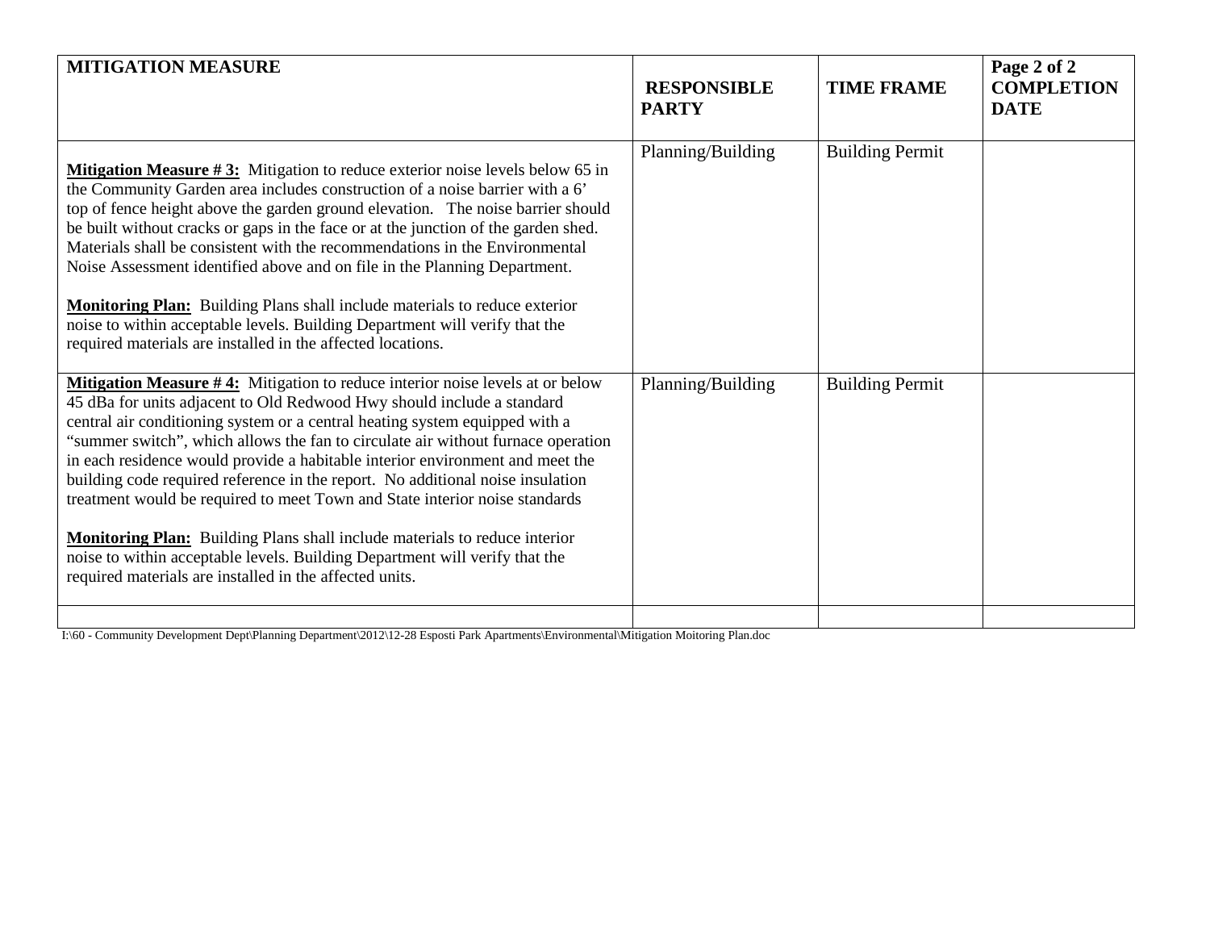| MITIGATION MEASURE | RESPONSIBLE PARTY | TIME FRAME | COMPLETION DATE |
|---|---|---|---|
| **<u>Mitigation Measure # 3:</u>** Mitigation to reduce exterior noise levels below 65 in the Community Garden area includes construction of a noise barrier with a 6' top of fence height above the garden ground elevation. The noise barrier should be built without cracks or gaps in the face or at the junction of the garden shed. Materials shall be consistent with the recommendations in the Environmental Noise Assessment identified above and on file in the Planning Department.<br><br>**<u>Monitoring Plan:</u>** Building Plans shall include materials to reduce exterior noise to within acceptable levels. Building Department will verify that the required materials are installed in the affected locations. | Planning/Building | Building Permit | |
| **<u>Mitigation Measure # 4:</u>** Mitigation to reduce interior noise levels at or below 45 dBa for units adjacent to Old Redwood Hwy should include a standard central air conditioning system or a central heating system equipped with a "summer switch", which allows the fan to circulate air without furnace operation in each residence would provide a habitable interior environment and meet the building code required reference in the report. No additional noise insulation treatment would be required to meet Town and State interior noise standards<br><br>**<u>Monitoring Plan:</u>** Building Plans shall include materials to reduce interior noise to within acceptable levels. Building Department will verify that the required materials are installed in the affected units. | Planning/Building | Building Permit | |
| | | | |

I:\60 - Community Development Dept\Planning Department\2012\12-28 Esposti Park Apartments\Environmental\Mitigation Moitoring Plan.doc